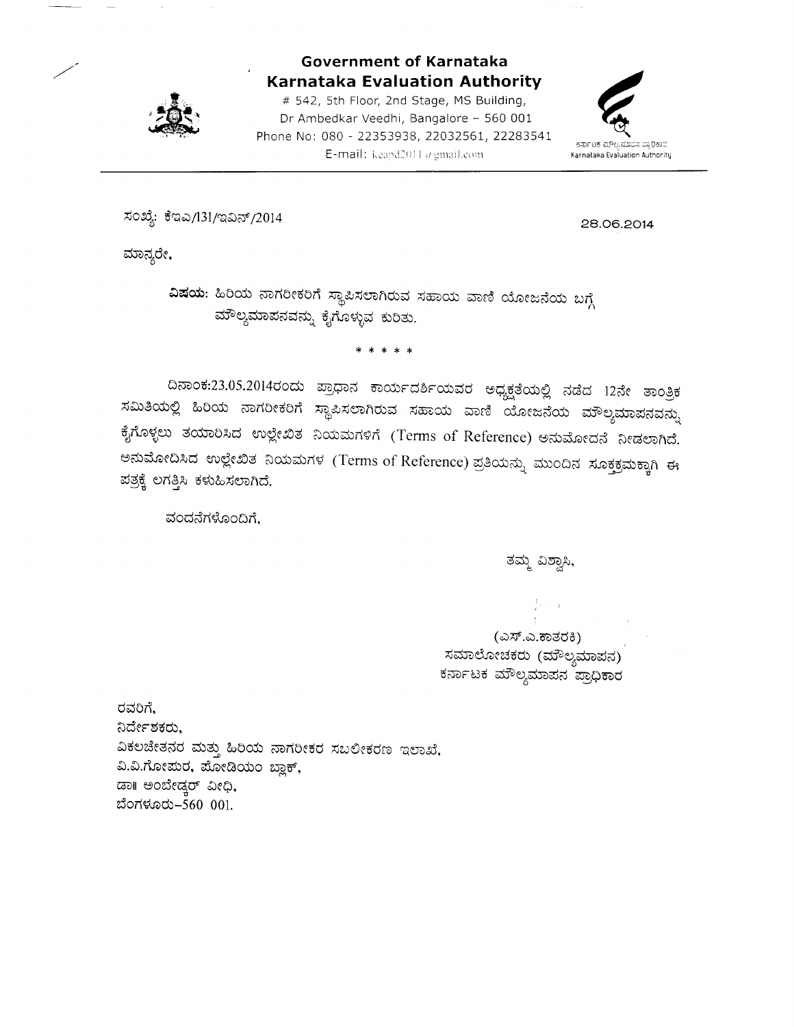**Government of Karnataka**
**Karnataka Evaluation Authority**
# 542, 5th Floor, 2nd Stage, MS Building,
Dr Ambedkar Veedhi, Bangalore – 560 001
Phone No: 080 - 22353938, 22032561, 22283541
E-mail: keapd2011@gmail.com

ಕರ್ನಾಟಕ ಮೌಲ್ಯಮಾಪನ ಪ್ರಾಧಿಕಾರ
Karnataka Evaluation Authority

---

ಸಂಖ್ಯೆ: ಕೆಇಎ/131/ಇವಿನ್/2014

28.06.2014

ಮಾನ್ಯರೇ,

**ವಿಷಯ:** ಹಿರಿಯ ನಾಗರೀಕರಿಗೆ ಸ್ಥಾಪಿಸಲಾಗಿರುವ ಸಹಾಯ ವಾಣಿ ಯೋಜನೆಯ ಬಗ್ಗೆ ಮೌಲ್ಯಮಾಪನವನ್ನು ಕೈಗೊಳ್ಳುವ ಕುರಿತು.

\* \* \* \* \*

ದಿನಾಂಕ:23.05.2014ರಂದು ಪ್ರಾಧಾನ ಕಾರ್ಯದರ್ಶಿಯವರ ಅಧ್ಯಕ್ಷತೆಯಲ್ಲಿ ನಡೆದ 12ನೇ ತಾಂತ್ರಿಕ ಸಮಿತಿಯಲ್ಲಿ ಹಿರಿಯ ನಾಗರೀಕರಿಗೆ ಸ್ಥಾಪಿಸಲಾಗಿರುವ ಸಹಾಯ ವಾಣಿ ಯೋಜನೆಯ ಮೌಲ್ಯಮಾಪನವನ್ನು ಕೈಗೊಳ್ಳಲು ತಯಾರಿಸಿದ ಉಲ್ಲೇಖಿತ ನಿಯಮಗಳಿಗೆ (Terms of Reference) ಅನುಮೋದನೆ ನೀಡಲಾಗಿದೆ. ಅನುಮೋದಿಸಿದ ಉಲ್ಲೇಖಿತ ನಿಯಮಗಳ (Terms of Reference) ಪ್ರತಿಯನ್ನು ಮುಂದಿನ ಸೂಕ್ತಕ್ರಮಕ್ಕಾಗಿ ಈ ಪತ್ರಕ್ಕೆ ಲಗತ್ತಿಸಿ ಕಳುಹಿಸಲಾಗಿದೆ.

ವಂದನೆಗಳೊಂದಿಗೆ,

ತಮ್ಮ ವಿಶ್ವಾಸಿ,

(ಎಸ್.ಎ.ಕಾತರಕಿ)
ಸಮಾಲೋಚಕರು (ಮೌಲ್ಯಮಾಪನ)
ಕರ್ನಾಟಕ ಮೌಲ್ಯಮಾಪನ ಪ್ರಾಧಿಕಾರ

ರವರಿಗೆ,
ನಿರ್ದೇಶಕರು,
ವಿಕಲಚೇತನರ ಮತ್ತು ಹಿರಿಯ ನಾಗರೀಕರ ಸಬಲೀಕರಣ ಇಲಾಖೆ,
ವಿ.ವಿ.ಗೋಪುರ, ಪೋಡಿಯಂ ಬ್ಲಾಕ್,
ಡಾ॥ ಅಂಬೇಡ್ಕರ್ ವೀಧಿ,
ಬೆಂಗಳೂರು-560 001.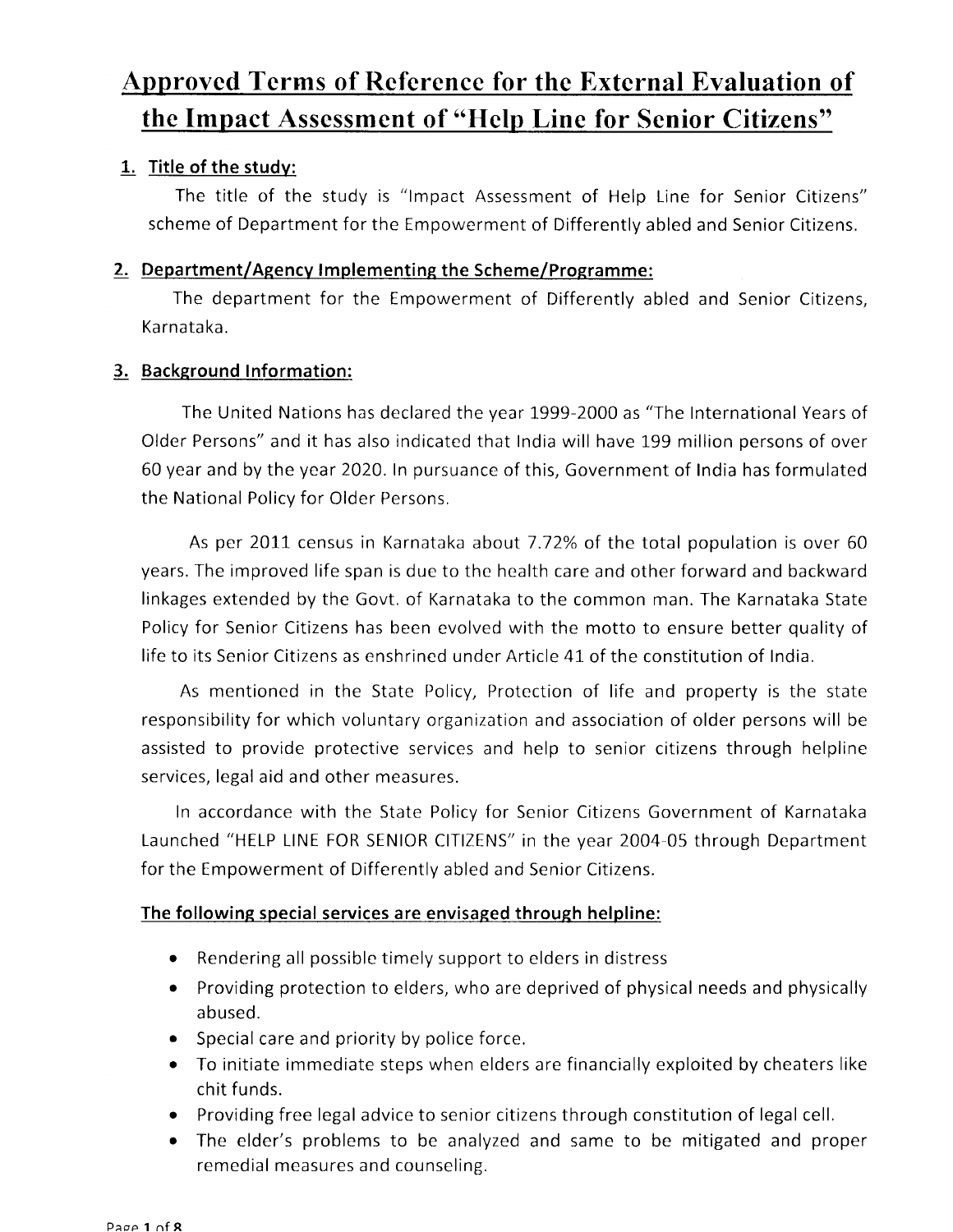# Approved Terms of Reference for the External Evaluation of the Impact Assessment of "Help Line for Senior Citizens"

## 1. Title of the study:

The title of the study is "Impact Assessment of Help Line for Senior Citizens" scheme of Department for the Empowerment of Differently abled and Senior Citizens.

## 2. Department/Agency Implementing the Scheme/Programme:

The department for the Empowerment of Differently abled and Senior Citizens, Karnataka.

## 3. Background Information:

The United Nations has declared the year 1999-2000 as "The International Years of Older Persons" and it has also indicated that India will have 199 million persons of over 60 year and by the year 2020. In pursuance of this, Government of India has formulated the National Policy for Older Persons.

As per 2011 census in Karnataka about 7.72% of the total population is over 60 years. The improved life span is due to the health care and other forward and backward linkages extended by the Govt. of Karnataka to the common man. The Karnataka State Policy for Senior Citizens has been evolved with the motto to ensure better quality of life to its Senior Citizens as enshrined under Article 41 of the constitution of India.

As mentioned in the State Policy, Protection of life and property is the state responsibility for which voluntary organization and association of older persons will be assisted to provide protective services and help to senior citizens through helpline services, legal aid and other measures.

In accordance with the State Policy for Senior Citizens Government of Karnataka Launched "HELP LINE FOR SENIOR CITIZENS" in the year 2004-05 through Department for the Empowerment of Differently abled and Senior Citizens.

### The following special services are envisaged through helpline:

- Rendering all possible timely support to elders in distress
- Providing protection to elders, who are deprived of physical needs and physically abused.
- Special care and priority by police force.
- To initiate immediate steps when elders are financially exploited by cheaters like chit funds.
- Providing free legal advice to senior citizens through constitution of legal cell.
- The elder's problems to be analyzed and same to be mitigated and proper remedial measures and counseling.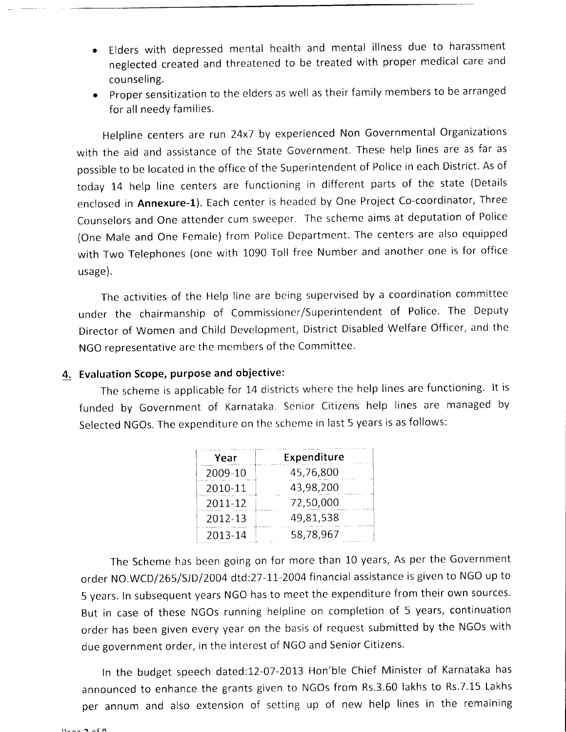- Elders with depressed mental health and mental illness due to harassment neglected created and threatened to be treated with proper medical care and counseling.
- Proper sensitization to the elders as well as their family members to be arranged for all needy families.

Helpline centers are run 24x7 by experienced Non Governmental Organizations with the aid and assistance of the State Government. These help lines are as far as possible to be located in the office of the Superintendent of Police in each District. As of today 14 help line centers are functioning in different parts of the state (Details enclosed in **Annexure-1**). Each center is headed by One Project Co-coordinator, Three Counselors and One attender cum sweeper. The scheme aims at deputation of Police (One Male and One Female) from Police Department. The centers are also equipped with Two Telephones (one with 1090 Toll free Number and another one is for office usage).

The activities of the Help line are being supervised by a coordination committee under the chairmanship of Commissioner/Superintendent of Police. The Deputy Director of Women and Child Development, District Disabled Welfare Officer, and the NGO representative are the members of the Committee.

## 4. Evaluation Scope, purpose and objective:

The scheme is applicable for 14 districts where the help lines are functioning. It is funded by Government of Karnataka. Senior Citizens help lines are managed by Selected NGOs. The expenditure on the scheme in last 5 years is as follows:

| Year | Expenditure |
| --- | --- |
| 2009-10 | 45,76,800 |
| 2010-11 | 43,98,200 |
| 2011-12 | 72,50,000 |
| 2012-13 | 49,81,538 |
| 2013-14 | 58,78,967 |

The Scheme has been going on for more than 10 years, As per the Government order NO.WCD/265/SJD/2004 dtd:27-11-2004 financial assistance is given to NGO up to 5 years. In subsequent years NGO has to meet the expenditure from their own sources. But in case of these NGOs running helpline on completion of 5 years, continuation order has been given every year on the basis of request submitted by the NGOs with due government order, in the interest of NGO and Senior Citizens.

In the budget speech dated:12-07-2013 Hon'ble Chief Minister of Karnataka has announced to enhance the grants given to NGOs from Rs.3.60 lakhs to Rs.7.15 Lakhs per annum and also extension of setting up of new help lines in the remaining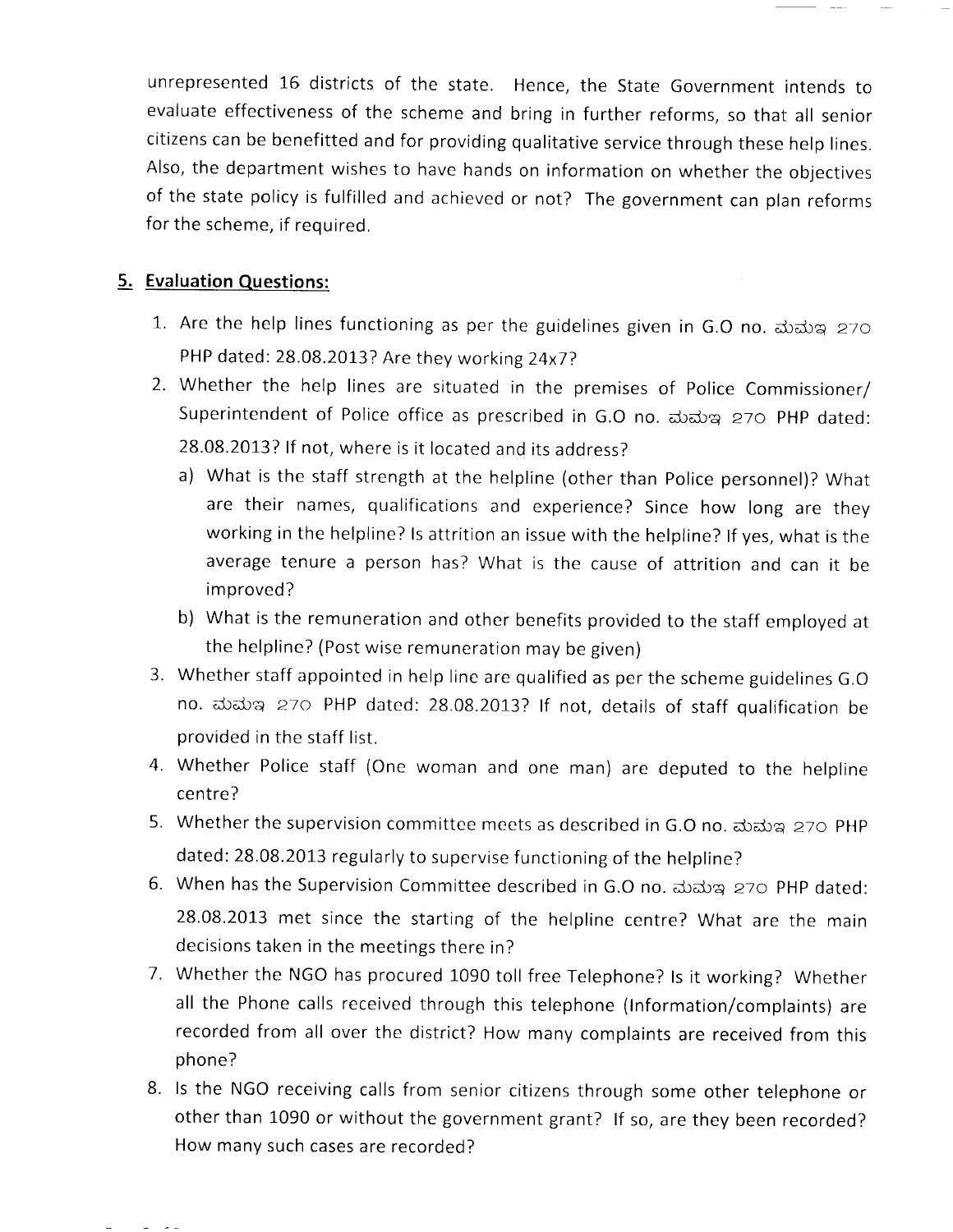unrepresented 16 districts of the state. Hence, the State Government intends to evaluate effectiveness of the scheme and bring in further reforms, so that all senior citizens can be benefitted and for providing qualitative service through these help lines. Also, the department wishes to have hands on information on whether the objectives of the state policy is fulfilled and achieved or not? The government can plan reforms for the scheme, if required.

## 5. Evaluation Questions:

1. Are the help lines functioning as per the guidelines given in G.O no. ಮಮಇ 270 PHP dated: 28.08.2013? Are they working 24x7?
2. Whether the help lines are situated in the premises of Police Commissioner/ Superintendent of Police office as prescribed in G.O no. ಮಮಇ 270 PHP dated: 28.08.2013? If not, where is it located and its address?
   a) What is the staff strength at the helpline (other than Police personnel)? What are their names, qualifications and experience? Since how long are they working in the helpline? Is attrition an issue with the helpline? If yes, what is the average tenure a person has? What is the cause of attrition and can it be improved?
   b) What is the remuneration and other benefits provided to the staff employed at the helpline? (Post wise remuneration may be given)
3. Whether staff appointed in help line are qualified as per the scheme guidelines G.O no. ಮಮಇ 270 PHP dated: 28.08.2013? If not, details of staff qualification be provided in the staff list.
4. Whether Police staff (One woman and one man) are deputed to the helpline centre?
5. Whether the supervision committee meets as described in G.O no. ಮಮಇ 270 PHP dated: 28.08.2013 regularly to supervise functioning of the helpline?
6. When has the Supervision Committee described in G.O no. ಮಮಇ 270 PHP dated: 28.08.2013 met since the starting of the helpline centre? What are the main decisions taken in the meetings there in?
7. Whether the NGO has procured 1090 toll free Telephone? Is it working? Whether all the Phone calls received through this telephone (Information/complaints) are recorded from all over the district? How many complaints are received from this phone?
8. Is the NGO receiving calls from senior citizens through some other telephone or other than 1090 or without the government grant? If so, are they been recorded? How many such cases are recorded?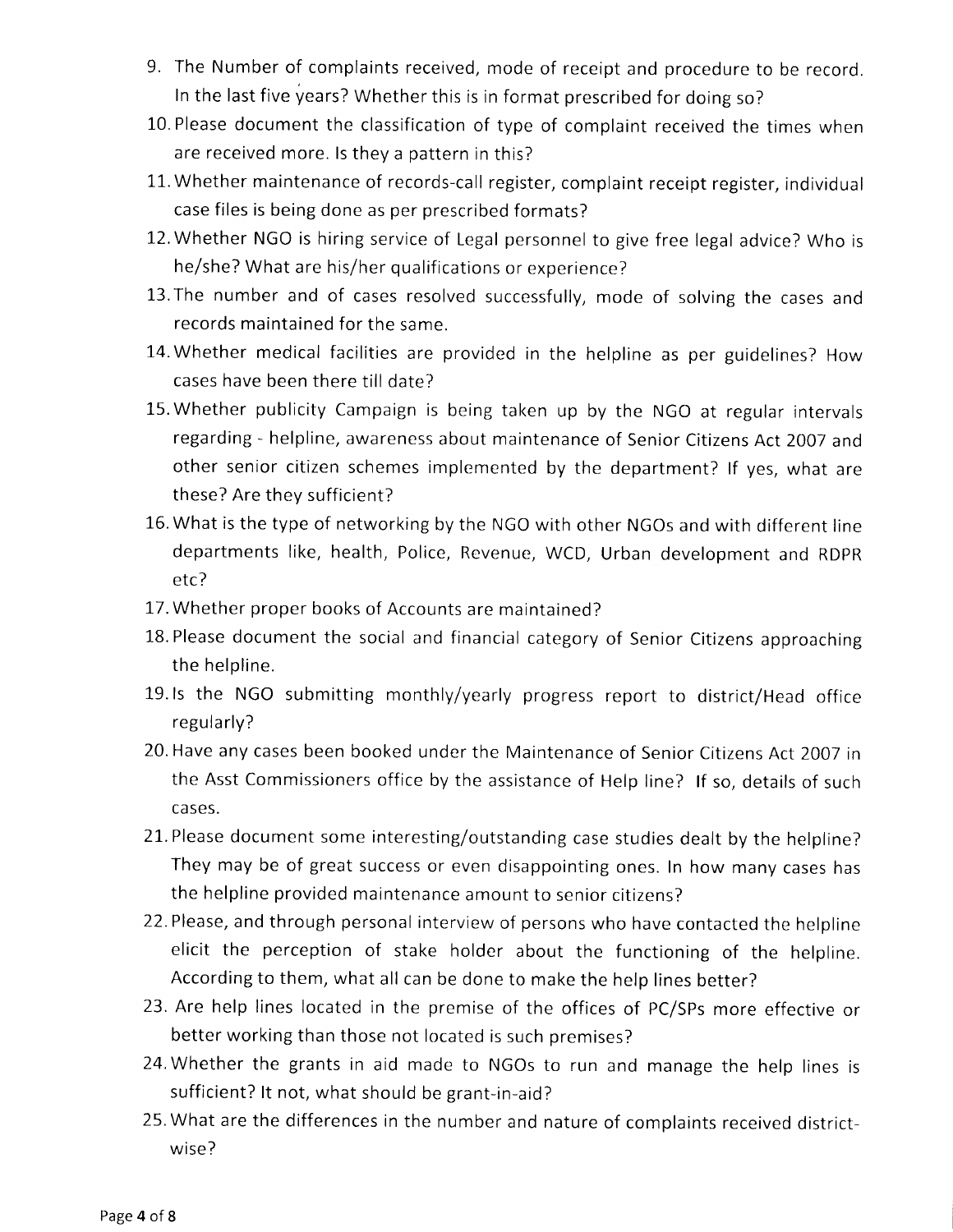9. The Number of complaints received, mode of receipt and procedure to be record. In the last five years? Whether this is in format prescribed for doing so?
10. Please document the classification of type of complaint received the times when are received more. Is they a pattern in this?
11. Whether maintenance of records-call register, complaint receipt register, individual case files is being done as per prescribed formats?
12. Whether NGO is hiring service of Legal personnel to give free legal advice? Who is he/she? What are his/her qualifications or experience?
13. The number and of cases resolved successfully, mode of solving the cases and records maintained for the same.
14. Whether medical facilities are provided in the helpline as per guidelines? How cases have been there till date?
15. Whether publicity Campaign is being taken up by the NGO at regular intervals regarding - helpline, awareness about maintenance of Senior Citizens Act 2007 and other senior citizen schemes implemented by the department? If yes, what are these? Are they sufficient?
16. What is the type of networking by the NGO with other NGOs and with different line departments like, health, Police, Revenue, WCD, Urban development and RDPR etc?
17. Whether proper books of Accounts are maintained?
18. Please document the social and financial category of Senior Citizens approaching the helpline.
19. Is the NGO submitting monthly/yearly progress report to district/Head office regularly?
20. Have any cases been booked under the Maintenance of Senior Citizens Act 2007 in the Asst Commissioners office by the assistance of Help line? If so, details of such cases.
21. Please document some interesting/outstanding case studies dealt by the helpline? They may be of great success or even disappointing ones. In how many cases has the helpline provided maintenance amount to senior citizens?
22. Please, and through personal interview of persons who have contacted the helpline elicit the perception of stake holder about the functioning of the helpline. According to them, what all can be done to make the help lines better?
23. Are help lines located in the premise of the offices of PC/SPs more effective or better working than those not located is such premises?
24. Whether the grants in aid made to NGOs to run and manage the help lines is sufficient? It not, what should be grant-in-aid?
25. What are the differences in the number and nature of complaints received district-wise?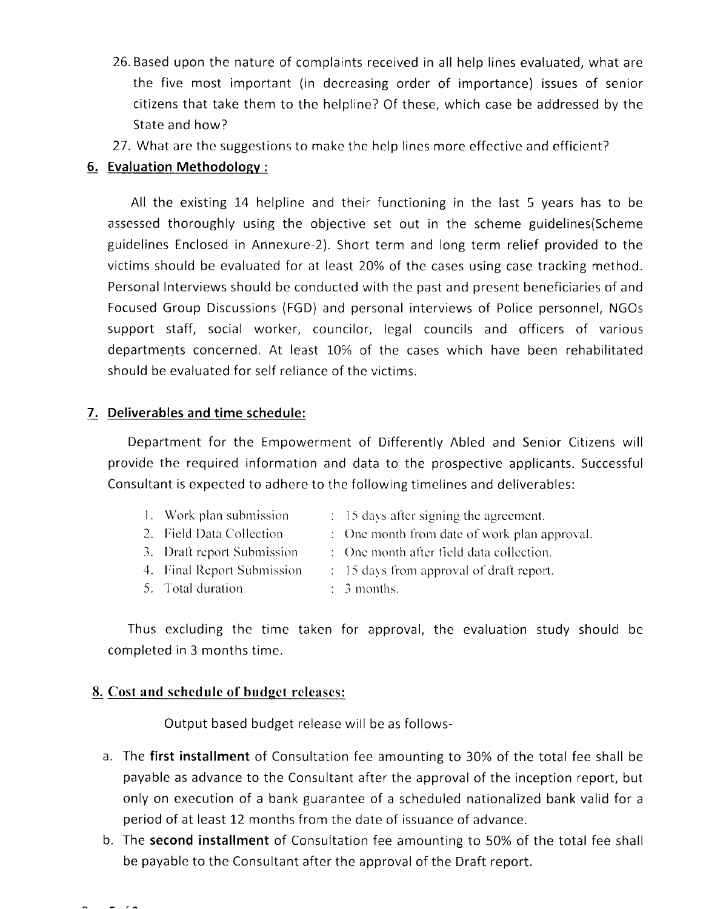26. Based upon the nature of complaints received in all help lines evaluated, what are the five most important (in decreasing order of importance) issues of senior citizens that take them to the helpline? Of these, which case be addressed by the State and how?
27. What are the suggestions to make the help lines more effective and efficient?

## 6. Evaluation Methodology :

All the existing 14 helpline and their functioning in the last 5 years has to be assessed thoroughly using the objective set out in the scheme guidelines(Scheme guidelines Enclosed in Annexure-2). Short term and long term relief provided to the victims should be evaluated for at least 20% of the cases using case tracking method. Personal Interviews should be conducted with the past and present beneficiaries of and Focused Group Discussions (FGD) and personal interviews of Police personnel, NGOs support staff, social worker, councilor, legal councils and officers of various departments concerned. At least 10% of the cases which have been rehabilitated should be evaluated for self reliance of the victims.

## 7. Deliverables and time schedule:

Department for the Empowerment of Differently Abled and Senior Citizens will provide the required information and data to the prospective applicants. Successful Consultant is expected to adhere to the following timelines and deliverables:

1. Work plan submission : 15 days after signing the agreement.
2. Field Data Collection : One month from date of work plan approval.
3. Draft report Submission : One month after field data collection.
4. Final Report Submission : 15 days from approval of draft report.
5. Total duration : 3 months.

Thus excluding the time taken for approval, the evaluation study should be completed in 3 months time.

## 8. Cost and schedule of budget releases:

Output based budget release will be as follows-

a. The **first installment** of Consultation fee amounting to 30% of the total fee shall be payable as advance to the Consultant after the approval of the inception report, but only on execution of a bank guarantee of a scheduled nationalized bank valid for a period of at least 12 months from the date of issuance of advance.
b. The **second installment** of Consultation fee amounting to 50% of the total fee shall be payable to the Consultant after the approval of the Draft report.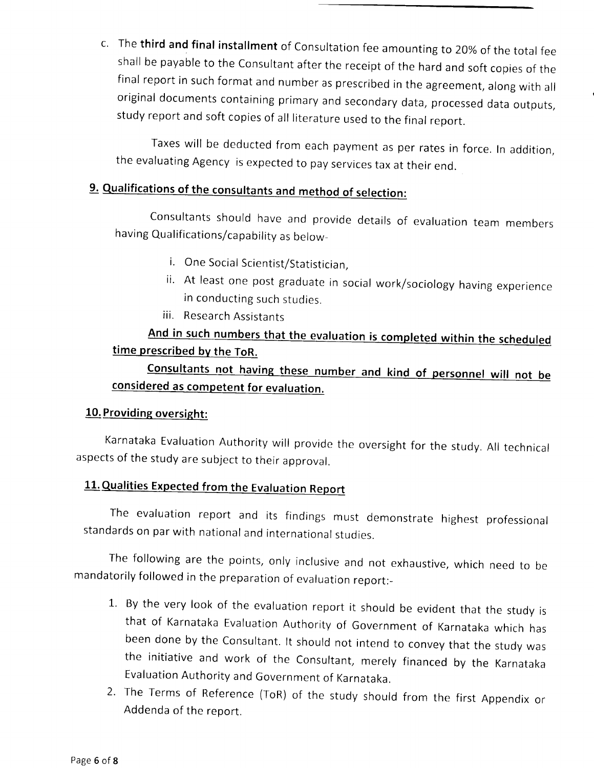c. The **third and final installment** of Consultation fee amounting to 20% of the total fee shall be payable to the Consultant after the receipt of the hard and soft copies of the final report in such format and number as prescribed in the agreement, along with all original documents containing primary and secondary data, processed data outputs, study report and soft copies of all literature used to the final report.

Taxes will be deducted from each payment as per rates in force. In addition, the evaluating Agency is expected to pay services tax at their end.

## 9. Qualifications of the consultants and method of selection:

Consultants should have and provide details of evaluation team members having Qualifications/capability as below-

i. One Social Scientist/Statistician,
ii. At least one post graduate in social work/sociology having experience in conducting such studies.
iii. Research Assistants

**And in such numbers that the evaluation is completed within the scheduled time prescribed by the ToR.**

**Consultants not having these number and kind of personnel will not be considered as competent for evaluation.**

## 10. Providing oversight:

Karnataka Evaluation Authority will provide the oversight for the study. All technical aspects of the study are subject to their approval.

## 11. Qualities Expected from the Evaluation Report

The evaluation report and its findings must demonstrate highest professional standards on par with national and international studies.

The following are the points, only inclusive and not exhaustive, which need to be mandatorily followed in the preparation of evaluation report:-

1. By the very look of the evaluation report it should be evident that the study is that of Karnataka Evaluation Authority of Government of Karnataka which has been done by the Consultant. It should not intend to convey that the study was the initiative and work of the Consultant, merely financed by the Karnataka Evaluation Authority and Government of Karnataka.
2. The Terms of Reference (ToR) of the study should from the first Appendix or Addenda of the report.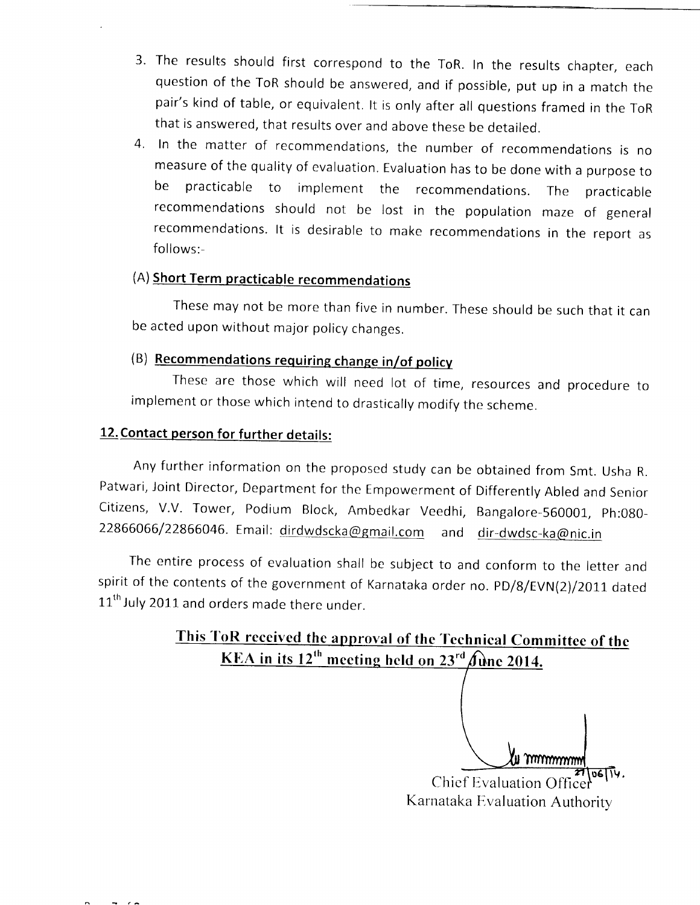3. The results should first correspond to the ToR. In the results chapter, each question of the ToR should be answered, and if possible, put up in a match the pair's kind of table, or equivalent. It is only after all questions framed in the ToR that is answered, that results over and above these be detailed.
4. In the matter of recommendations, the number of recommendations is no measure of the quality of evaluation. Evaluation has to be done with a purpose to be practicable to implement the recommendations. The practicable recommendations should not be lost in the population maze of general recommendations. It is desirable to make recommendations in the report as follows:-

(A) **Short Term practicable recommendations**

These may not be more than five in number. These should be such that it can be acted upon without major policy changes.

(B) **Recommendations requiring change in/of policy**

These are those which will need lot of time, resources and procedure to implement or those which intend to drastically modify the scheme.

**12. Contact person for further details:**

Any further information on the proposed study can be obtained from Smt. Usha R. Patwari, Joint Director, Department for the Empowerment of Differently Abled and Senior Citizens, V.V. Tower, Podium Block, Ambedkar Veedhi, Bangalore-560001, Ph:080-22866066/22866046. Email: dirdwdscka@gmail.com and dir-dwdsc-ka@nic.in

The entire process of evaluation shall be subject to and conform to the letter and spirit of the contents of the government of Karnataka order no. PD/8/EVN(2)/2011 dated 11th July 2011 and orders made there under.

**This ToR received the approval of the Technical Committee of the KEA in its 12th meeting held on 23rd June 2014.**

27/06/14.

Chief Evaluation Officer
Karnataka Evaluation Authority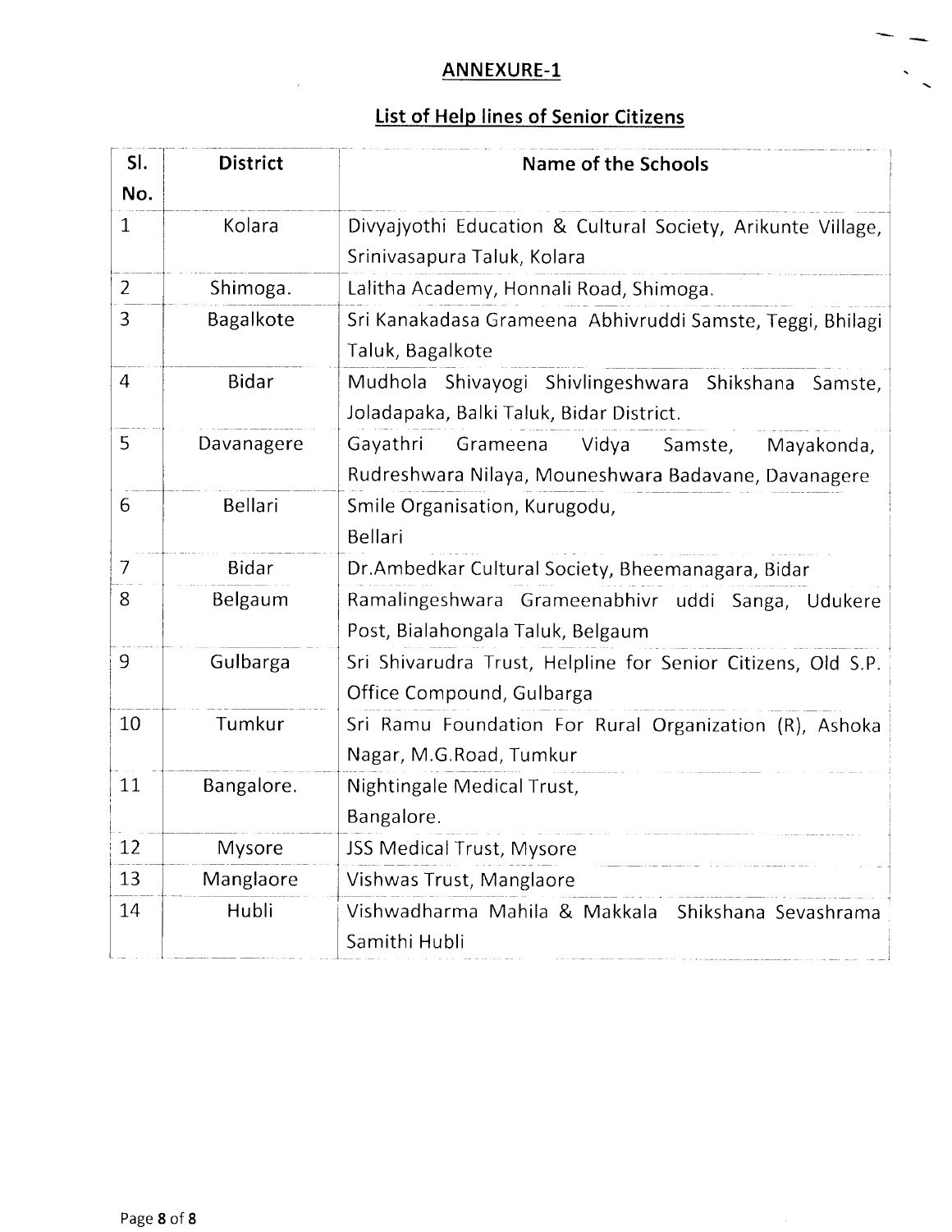## ANNEXURE-1

## List of Help lines of Senior Citizens

| Sl. No. | District | Name of the Schools |
|---|---|---|
| 1 | Kolara | Divyajyothi Education & Cultural Society, Arikunte Village, Srinivasapura Taluk, Kolara |
| 2 | Shimoga. | Lalitha Academy, Honnali Road, Shimoga. |
| 3 | Bagalkote | Sri Kanakadasa Grameena Abhivruddi Samste, Teggi, Bhilagi Taluk, Bagalkote |
| 4 | Bidar | Mudhola Shivayogi Shivlingeshwara Shikshana Samste, Joladapaka, Balki Taluk, Bidar District. |
| 5 | Davanagere | Gayathri Grameena Vidya Samste, Mayakonda, Rudreshwara Nilaya, Mouneshwara Badavane, Davanagere |
| 6 | Bellari | Smile Organisation, Kurugodu, Bellari |
| 7 | Bidar | Dr.Ambedkar Cultural Society, Bheemanagara, Bidar |
| 8 | Belgaum | Ramalingeshwara Grameenabhivr uddi Sanga, Udukere Post, Bialahongala Taluk, Belgaum |
| 9 | Gulbarga | Sri Shivarudra Trust, Helpline for Senior Citizens, Old S.P. Office Compound, Gulbarga |
| 10 | Tumkur | Sri Ramu Foundation For Rural Organization (R), Ashoka Nagar, M.G.Road, Tumkur |
| 11 | Bangalore. | Nightingale Medical Trust, Bangalore. |
| 12 | Mysore | JSS Medical Trust, Mysore |
| 13 | Manglaore | Vishwas Trust, Manglaore |
| 14 | Hubli | Vishwadharma Mahila & Makkala Shikshana Sevashrama Samithi Hubli |